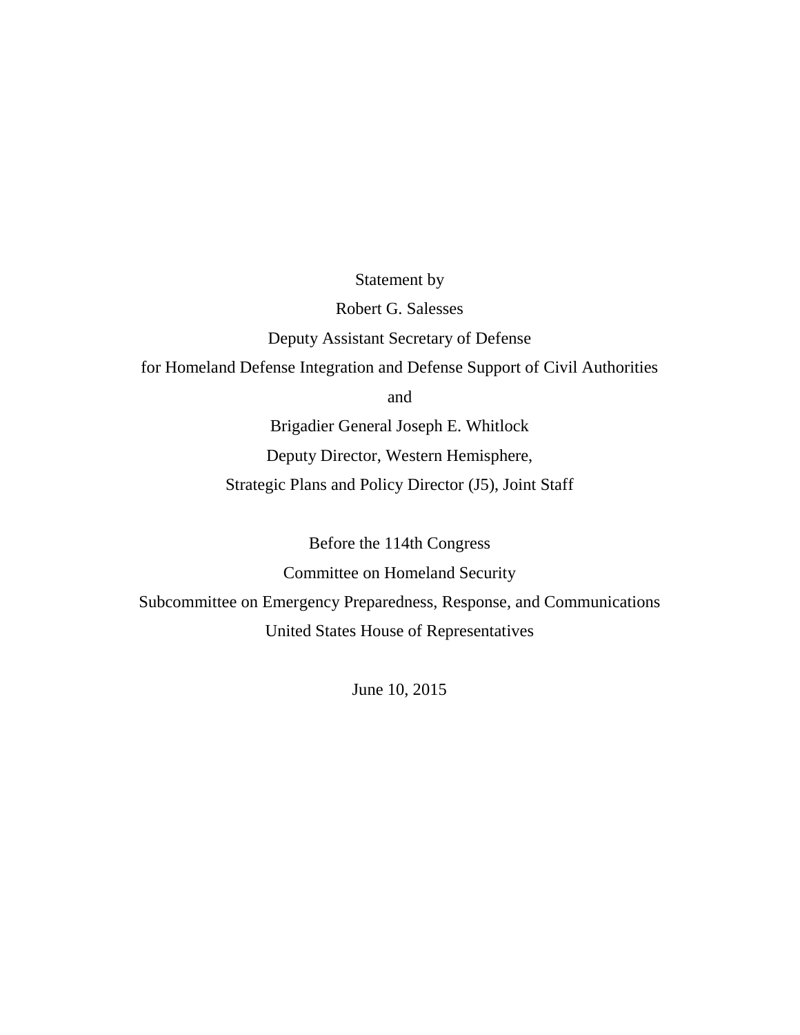Statement by

Robert G. Salesses

Deputy Assistant Secretary of Defense

for Homeland Defense Integration and Defense Support of Civil Authorities

and

Brigadier General Joseph E. Whitlock

Deputy Director, Western Hemisphere,

Strategic Plans and Policy Director (J5), Joint Staff

Before the 114th Congress

Committee on Homeland Security

Subcommittee on Emergency Preparedness, Response, and Communications

United States House of Representatives

June 10, 2015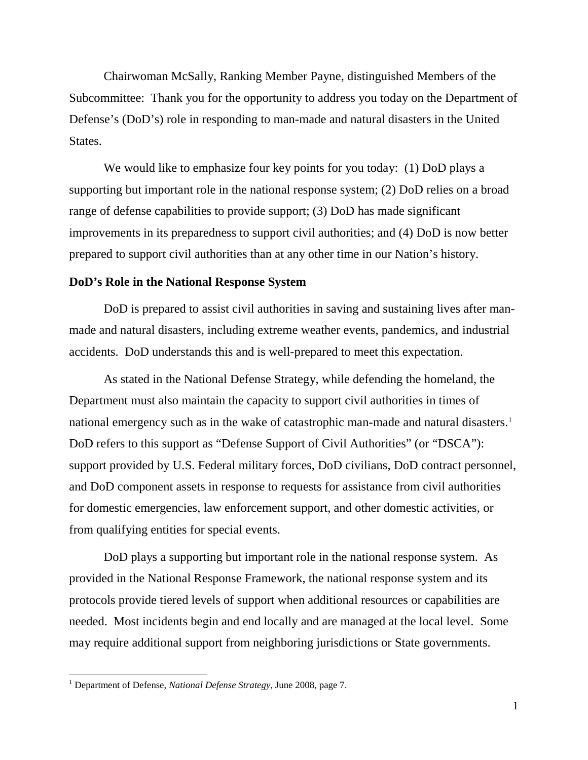Chairwoman McSally, Ranking Member Payne, distinguished Members of the Subcommittee: Thank you for the opportunity to address you today on the Department of Defense's (DoD's) role in responding to man-made and natural disasters in the United States.

We would like to emphasize four key points for you today: (1) DoD plays a supporting but important role in the national response system; (2) DoD relies on a broad range of defense capabilities to provide support; (3) DoD has made significant improvements in its preparedness to support civil authorities; and (4) DoD is now better prepared to support civil authorities than at any other time in our Nation's history.

**DoD's Role in the National Response System**

DoD is prepared to assist civil authorities in saving and sustaining lives after man-made and natural disasters, including extreme weather events, pandemics, and industrial accidents. DoD understands this and is well-prepared to meet this expectation.

As stated in the National Defense Strategy, while defending the homeland, the Department must also maintain the capacity to support civil authorities in times of national emergency such as in the wake of catastrophic man-made and natural disasters.[1] DoD refers to this support as "Defense Support of Civil Authorities" (or "DSCA"): support provided by U.S. Federal military forces, DoD civilians, DoD contract personnel, and DoD component assets in response to requests for assistance from civil authorities for domestic emergencies, law enforcement support, and other domestic activities, or from qualifying entities for special events.

DoD plays a supporting but important role in the national response system. As provided in the National Response Framework, the national response system and its protocols provide tiered levels of support when additional resources or capabilities are needed. Most incidents begin and end locally and are managed at the local level. Some may require additional support from neighboring jurisdictions or State governments.

[1] Department of Defense, *National Defense Strategy*, June 2008, page 7.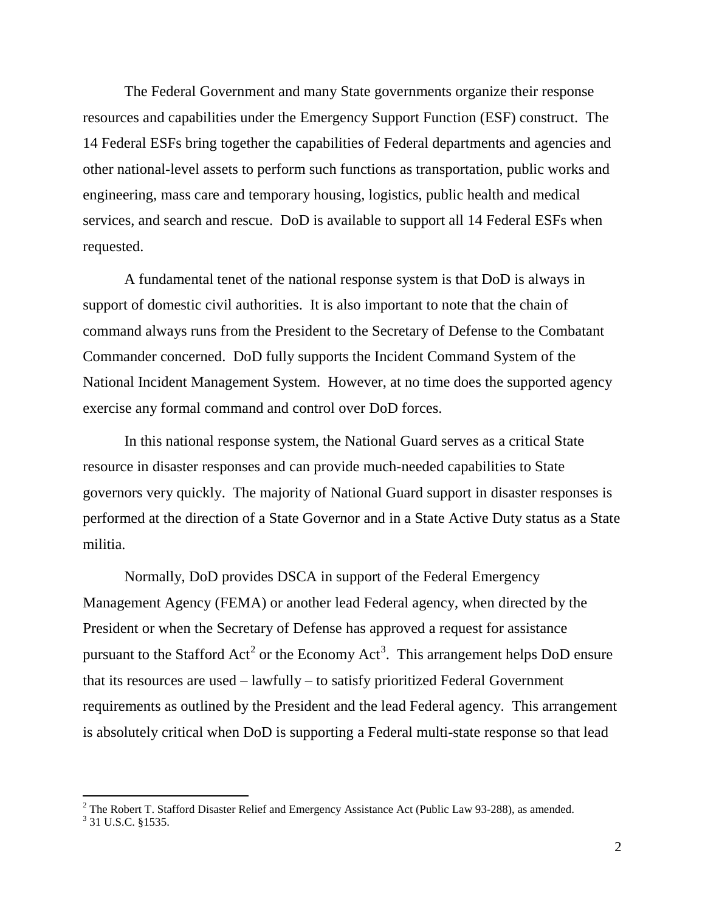The Federal Government and many State governments organize their response resources and capabilities under the Emergency Support Function (ESF) construct. The 14 Federal ESFs bring together the capabilities of Federal departments and agencies and other national-level assets to perform such functions as transportation, public works and engineering, mass care and temporary housing, logistics, public health and medical services, and search and rescue. DoD is available to support all 14 Federal ESFs when requested.

A fundamental tenet of the national response system is that DoD is always in support of domestic civil authorities. It is also important to note that the chain of command always runs from the President to the Secretary of Defense to the Combatant Commander concerned. DoD fully supports the Incident Command System of the National Incident Management System. However, at no time does the supported agency exercise any formal command and control over DoD forces.

In this national response system, the National Guard serves as a critical State resource in disaster responses and can provide much-needed capabilities to State governors very quickly. The majority of National Guard support in disaster responses is performed at the direction of a State Governor and in a State Active Duty status as a State militia.

Normally, DoD provides DSCA in support of the Federal Emergency Management Agency (FEMA) or another lead Federal agency, when directed by the President or when the Secretary of Defense has approved a request for assistance pursuant to the Stafford Act[2] or the Economy Act[3]. This arrangement helps DoD ensure that its resources are used – lawfully – to satisfy prioritized Federal Government requirements as outlined by the President and the lead Federal agency. This arrangement is absolutely critical when DoD is supporting a Federal multi-state response so that lead

---

[2] The Robert T. Stafford Disaster Relief and Emergency Assistance Act (Public Law 93-288), as amended.

[3] 31 U.S.C. §1535.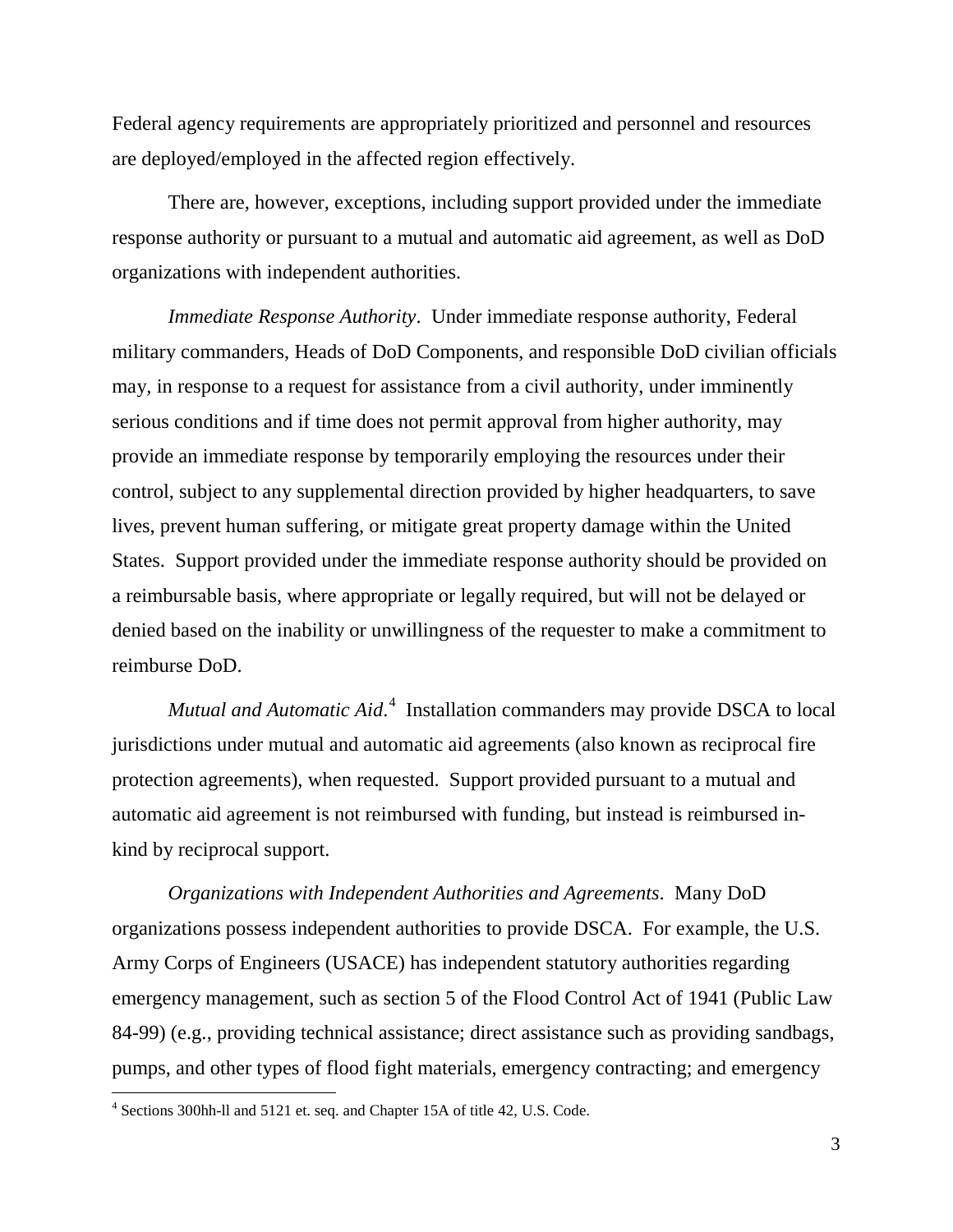Federal agency requirements are appropriately prioritized and personnel and resources are deployed/employed in the affected region effectively.

There are, however, exceptions, including support provided under the immediate response authority or pursuant to a mutual and automatic aid agreement, as well as DoD organizations with independent authorities.

*Immediate Response Authority*. Under immediate response authority, Federal military commanders, Heads of DoD Components, and responsible DoD civilian officials may, in response to a request for assistance from a civil authority, under imminently serious conditions and if time does not permit approval from higher authority, may provide an immediate response by temporarily employing the resources under their control, subject to any supplemental direction provided by higher headquarters, to save lives, prevent human suffering, or mitigate great property damage within the United States. Support provided under the immediate response authority should be provided on a reimbursable basis, where appropriate or legally required, but will not be delayed or denied based on the inability or unwillingness of the requester to make a commitment to reimburse DoD.

*Mutual and Automatic Aid*.[4] Installation commanders may provide DSCA to local jurisdictions under mutual and automatic aid agreements (also known as reciprocal fire protection agreements), when requested. Support provided pursuant to a mutual and automatic aid agreement is not reimbursed with funding, but instead is reimbursed in-kind by reciprocal support.

*Organizations with Independent Authorities and Agreements*. Many DoD organizations possess independent authorities to provide DSCA. For example, the U.S. Army Corps of Engineers (USACE) has independent statutory authorities regarding emergency management, such as section 5 of the Flood Control Act of 1941 (Public Law 84-99) (e.g., providing technical assistance; direct assistance such as providing sandbags, pumps, and other types of flood fight materials, emergency contracting; and emergency

[4] Sections 300hh-ll and 5121 et. seq. and Chapter 15A of title 42, U.S. Code.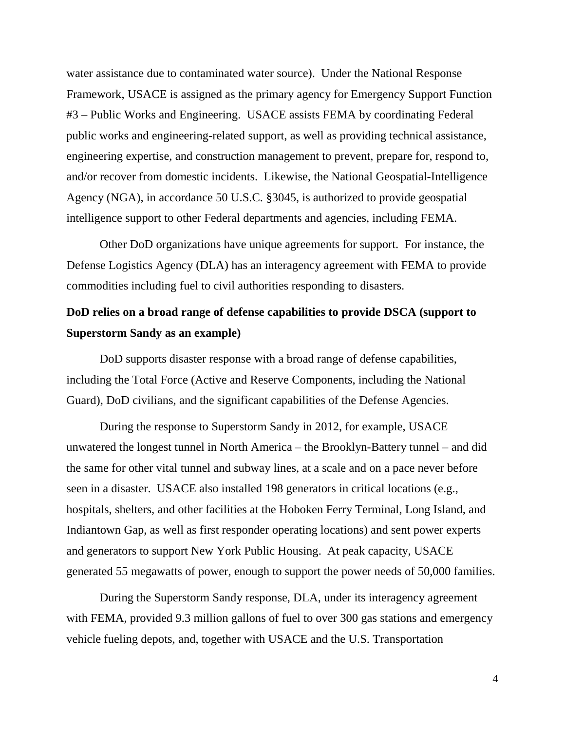water assistance due to contaminated water source). Under the National Response Framework, USACE is assigned as the primary agency for Emergency Support Function #3 – Public Works and Engineering. USACE assists FEMA by coordinating Federal public works and engineering-related support, as well as providing technical assistance, engineering expertise, and construction management to prevent, prepare for, respond to, and/or recover from domestic incidents. Likewise, the National Geospatial-Intelligence Agency (NGA), in accordance 50 U.S.C. §3045, is authorized to provide geospatial intelligence support to other Federal departments and agencies, including FEMA.

Other DoD organizations have unique agreements for support. For instance, the Defense Logistics Agency (DLA) has an interagency agreement with FEMA to provide commodities including fuel to civil authorities responding to disasters.

**DoD relies on a broad range of defense capabilities to provide DSCA (support to Superstorm Sandy as an example)**

DoD supports disaster response with a broad range of defense capabilities, including the Total Force (Active and Reserve Components, including the National Guard), DoD civilians, and the significant capabilities of the Defense Agencies.

During the response to Superstorm Sandy in 2012, for example, USACE unwatered the longest tunnel in North America – the Brooklyn-Battery tunnel – and did the same for other vital tunnel and subway lines, at a scale and on a pace never before seen in a disaster. USACE also installed 198 generators in critical locations (e.g., hospitals, shelters, and other facilities at the Hoboken Ferry Terminal, Long Island, and Indiantown Gap, as well as first responder operating locations) and sent power experts and generators to support New York Public Housing. At peak capacity, USACE generated 55 megawatts of power, enough to support the power needs of 50,000 families.

During the Superstorm Sandy response, DLA, under its interagency agreement with FEMA, provided 9.3 million gallons of fuel to over 300 gas stations and emergency vehicle fueling depots, and, together with USACE and the U.S. Transportation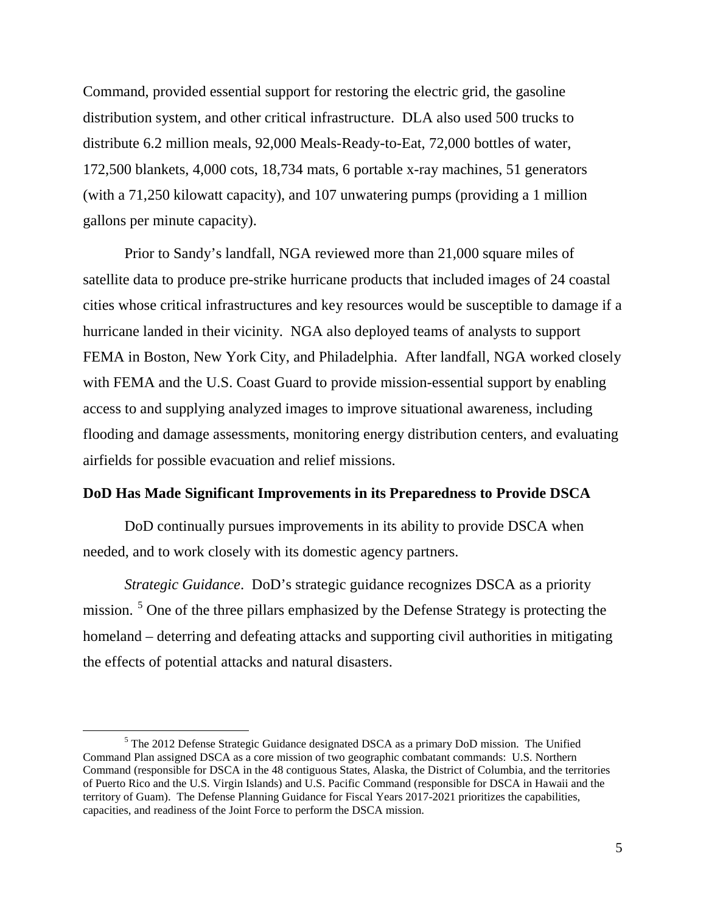Command, provided essential support for restoring the electric grid, the gasoline distribution system, and other critical infrastructure. DLA also used 500 trucks to distribute 6.2 million meals, 92,000 Meals-Ready-to-Eat, 72,000 bottles of water, 172,500 blankets, 4,000 cots, 18,734 mats, 6 portable x-ray machines, 51 generators (with a 71,250 kilowatt capacity), and 107 unwatering pumps (providing a 1 million gallons per minute capacity).

Prior to Sandy's landfall, NGA reviewed more than 21,000 square miles of satellite data to produce pre-strike hurricane products that included images of 24 coastal cities whose critical infrastructures and key resources would be susceptible to damage if a hurricane landed in their vicinity. NGA also deployed teams of analysts to support FEMA in Boston, New York City, and Philadelphia. After landfall, NGA worked closely with FEMA and the U.S. Coast Guard to provide mission-essential support by enabling access to and supplying analyzed images to improve situational awareness, including flooding and damage assessments, monitoring energy distribution centers, and evaluating airfields for possible evacuation and relief missions.

**DoD Has Made Significant Improvements in its Preparedness to Provide DSCA**

DoD continually pursues improvements in its ability to provide DSCA when needed, and to work closely with its domestic agency partners.

*Strategic Guidance*. DoD's strategic guidance recognizes DSCA as a priority mission. [5] One of the three pillars emphasized by the Defense Strategy is protecting the homeland – deterring and defeating attacks and supporting civil authorities in mitigating the effects of potential attacks and natural disasters.

[5] The 2012 Defense Strategic Guidance designated DSCA as a primary DoD mission. The Unified Command Plan assigned DSCA as a core mission of two geographic combatant commands: U.S. Northern Command (responsible for DSCA in the 48 contiguous States, Alaska, the District of Columbia, and the territories of Puerto Rico and the U.S. Virgin Islands) and U.S. Pacific Command (responsible for DSCA in Hawaii and the territory of Guam). The Defense Planning Guidance for Fiscal Years 2017-2021 prioritizes the capabilities, capacities, and readiness of the Joint Force to perform the DSCA mission.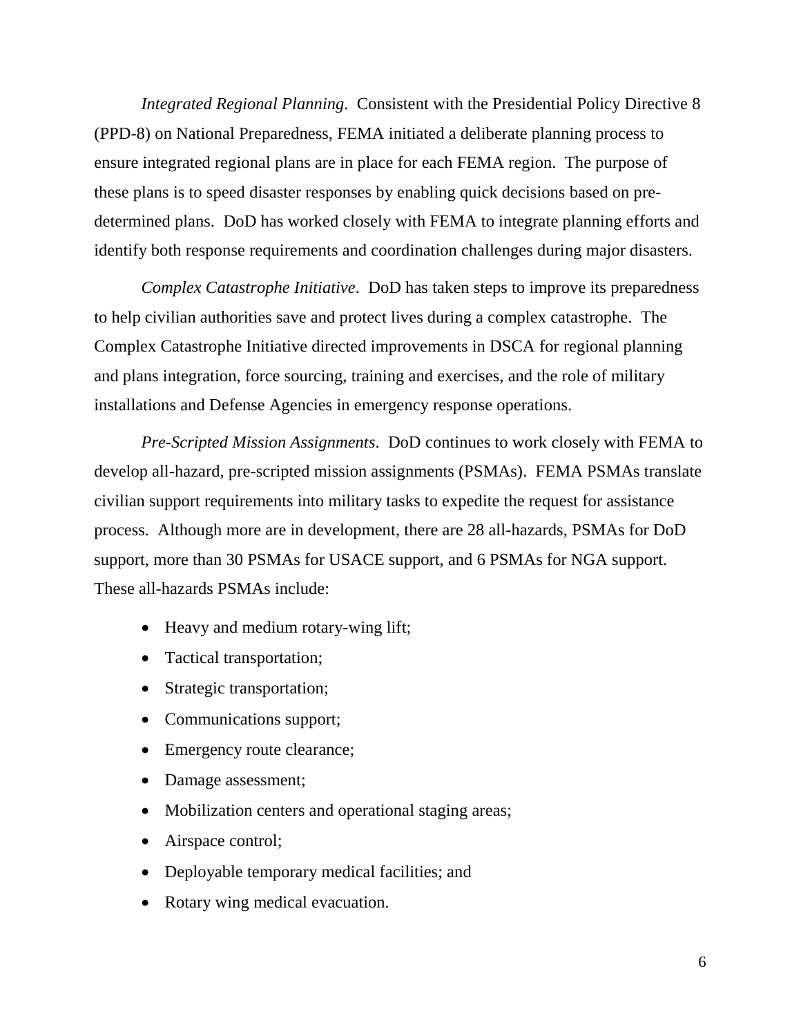*Integrated Regional Planning*. Consistent with the Presidential Policy Directive 8 (PPD-8) on National Preparedness, FEMA initiated a deliberate planning process to ensure integrated regional plans are in place for each FEMA region. The purpose of these plans is to speed disaster responses by enabling quick decisions based on pre-determined plans. DoD has worked closely with FEMA to integrate planning efforts and identify both response requirements and coordination challenges during major disasters.

*Complex Catastrophe Initiative*. DoD has taken steps to improve its preparedness to help civilian authorities save and protect lives during a complex catastrophe. The Complex Catastrophe Initiative directed improvements in DSCA for regional planning and plans integration, force sourcing, training and exercises, and the role of military installations and Defense Agencies in emergency response operations.

*Pre-Scripted Mission Assignments*. DoD continues to work closely with FEMA to develop all-hazard, pre-scripted mission assignments (PSMAs). FEMA PSMAs translate civilian support requirements into military tasks to expedite the request for assistance process. Although more are in development, there are 28 all-hazards, PSMAs for DoD support, more than 30 PSMAs for USACE support, and 6 PSMAs for NGA support. These all-hazards PSMAs include:

- Heavy and medium rotary-wing lift;
- Tactical transportation;
- Strategic transportation;
- Communications support;
- Emergency route clearance;
- Damage assessment;
- Mobilization centers and operational staging areas;
- Airspace control;
- Deployable temporary medical facilities; and
- Rotary wing medical evacuation.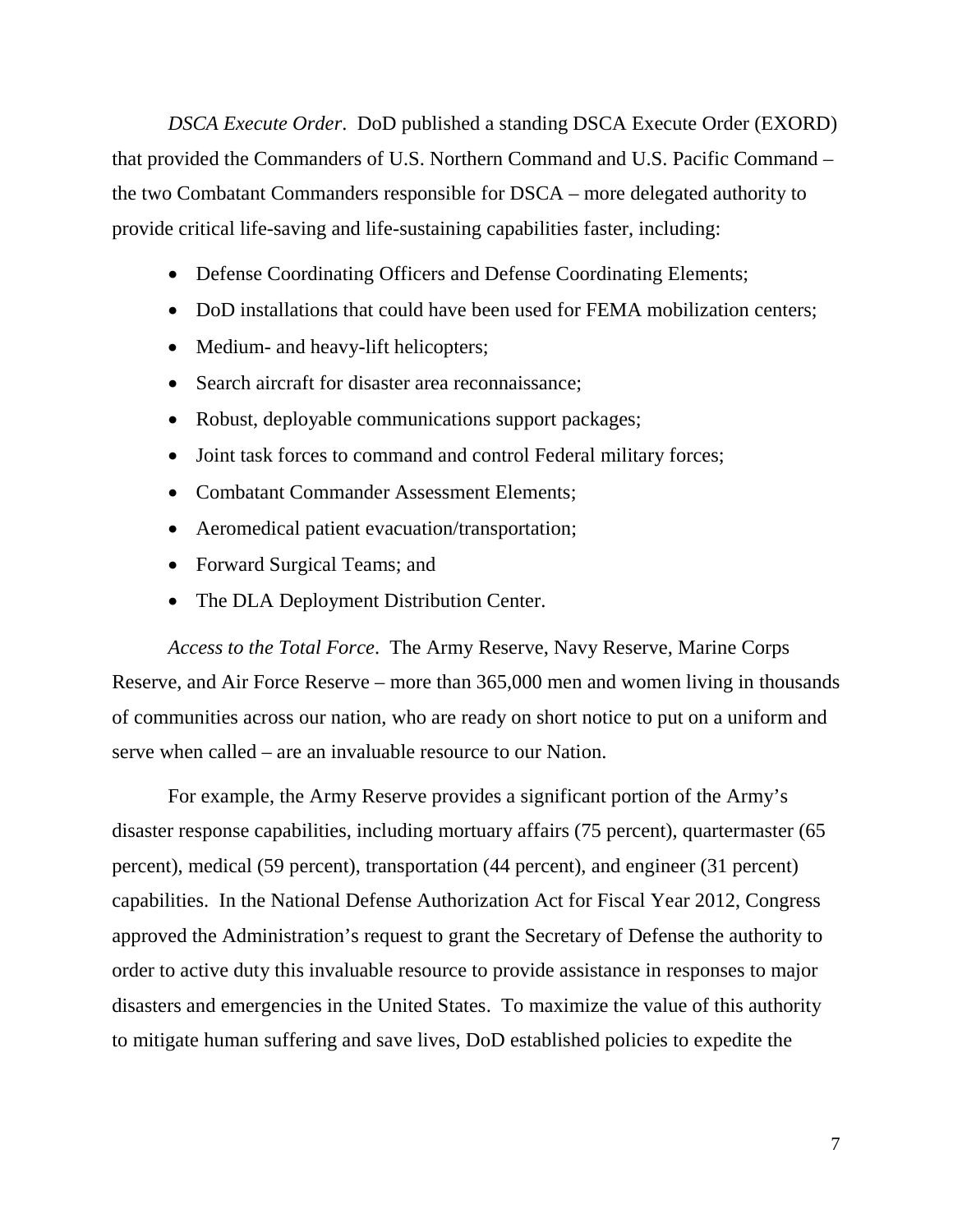*DSCA Execute Order*. DoD published a standing DSCA Execute Order (EXORD) that provided the Commanders of U.S. Northern Command and U.S. Pacific Command – the two Combatant Commanders responsible for DSCA – more delegated authority to provide critical life-saving and life-sustaining capabilities faster, including:

- Defense Coordinating Officers and Defense Coordinating Elements;
- DoD installations that could have been used for FEMA mobilization centers;
- Medium- and heavy-lift helicopters;
- Search aircraft for disaster area reconnaissance;
- Robust, deployable communications support packages;
- Joint task forces to command and control Federal military forces;
- Combatant Commander Assessment Elements;
- Aeromedical patient evacuation/transportation;
- Forward Surgical Teams; and
- The DLA Deployment Distribution Center.

*Access to the Total Force*. The Army Reserve, Navy Reserve, Marine Corps Reserve, and Air Force Reserve – more than 365,000 men and women living in thousands of communities across our nation, who are ready on short notice to put on a uniform and serve when called – are an invaluable resource to our Nation.

For example, the Army Reserve provides a significant portion of the Army's disaster response capabilities, including mortuary affairs (75 percent), quartermaster (65 percent), medical (59 percent), transportation (44 percent), and engineer (31 percent) capabilities. In the National Defense Authorization Act for Fiscal Year 2012, Congress approved the Administration's request to grant the Secretary of Defense the authority to order to active duty this invaluable resource to provide assistance in responses to major disasters and emergencies in the United States. To maximize the value of this authority to mitigate human suffering and save lives, DoD established policies to expedite the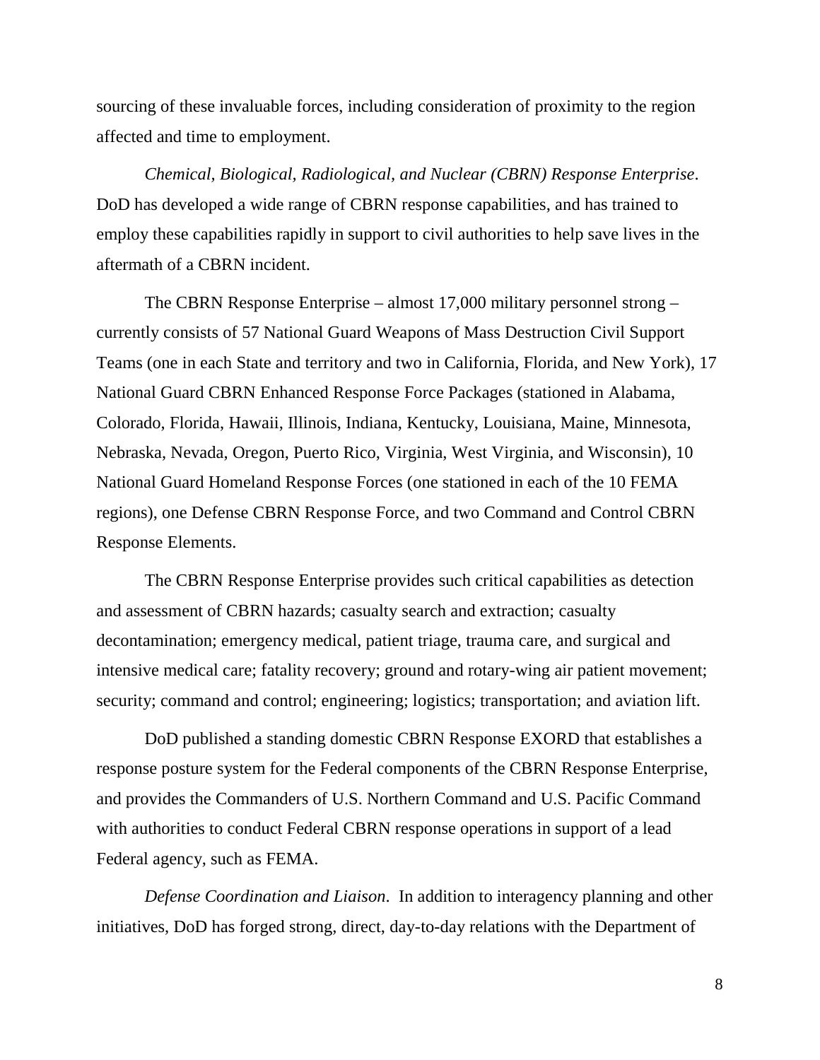sourcing of these invaluable forces, including consideration of proximity to the region affected and time to employment.

*Chemical, Biological, Radiological, and Nuclear (CBRN) Response Enterprise*. DoD has developed a wide range of CBRN response capabilities, and has trained to employ these capabilities rapidly in support to civil authorities to help save lives in the aftermath of a CBRN incident.

The CBRN Response Enterprise – almost 17,000 military personnel strong – currently consists of 57 National Guard Weapons of Mass Destruction Civil Support Teams (one in each State and territory and two in California, Florida, and New York), 17 National Guard CBRN Enhanced Response Force Packages (stationed in Alabama, Colorado, Florida, Hawaii, Illinois, Indiana, Kentucky, Louisiana, Maine, Minnesota, Nebraska, Nevada, Oregon, Puerto Rico, Virginia, West Virginia, and Wisconsin), 10 National Guard Homeland Response Forces (one stationed in each of the 10 FEMA regions), one Defense CBRN Response Force, and two Command and Control CBRN Response Elements.

The CBRN Response Enterprise provides such critical capabilities as detection and assessment of CBRN hazards; casualty search and extraction; casualty decontamination; emergency medical, patient triage, trauma care, and surgical and intensive medical care; fatality recovery; ground and rotary-wing air patient movement; security; command and control; engineering; logistics; transportation; and aviation lift.

DoD published a standing domestic CBRN Response EXORD that establishes a response posture system for the Federal components of the CBRN Response Enterprise, and provides the Commanders of U.S. Northern Command and U.S. Pacific Command with authorities to conduct Federal CBRN response operations in support of a lead Federal agency, such as FEMA.

*Defense Coordination and Liaison*. In addition to interagency planning and other initiatives, DoD has forged strong, direct, day-to-day relations with the Department of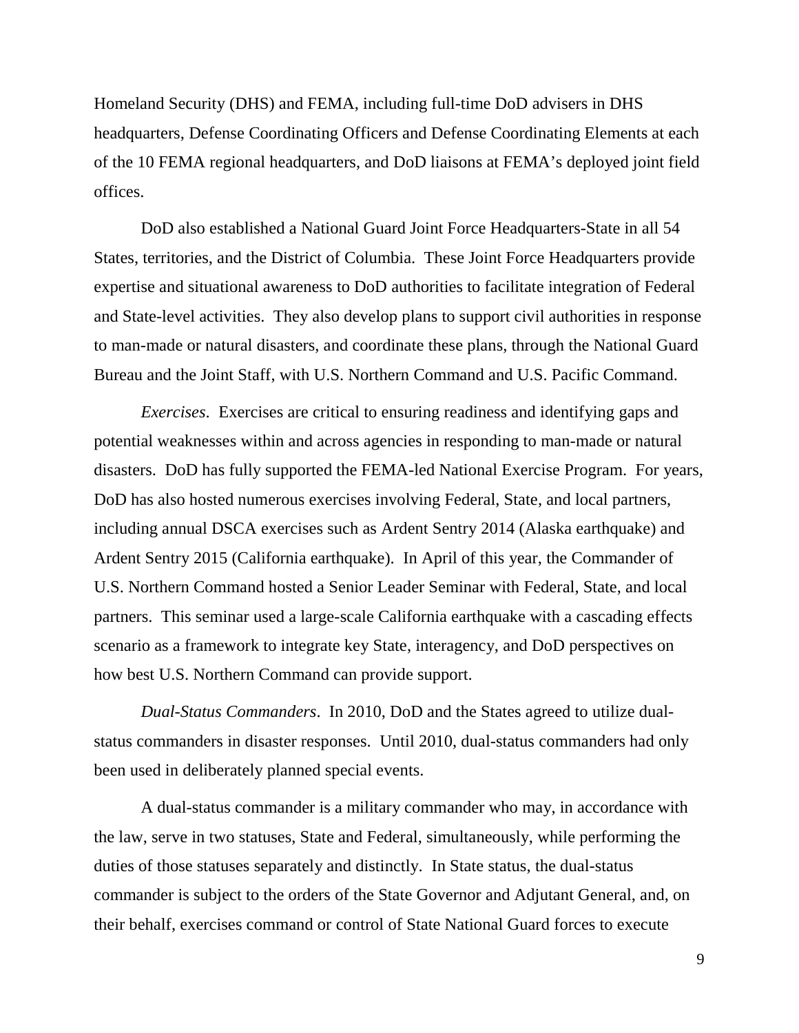Homeland Security (DHS) and FEMA, including full-time DoD advisers in DHS headquarters, Defense Coordinating Officers and Defense Coordinating Elements at each of the 10 FEMA regional headquarters, and DoD liaisons at FEMA's deployed joint field offices.

DoD also established a National Guard Joint Force Headquarters-State in all 54 States, territories, and the District of Columbia. These Joint Force Headquarters provide expertise and situational awareness to DoD authorities to facilitate integration of Federal and State-level activities. They also develop plans to support civil authorities in response to man-made or natural disasters, and coordinate these plans, through the National Guard Bureau and the Joint Staff, with U.S. Northern Command and U.S. Pacific Command.

*Exercises*. Exercises are critical to ensuring readiness and identifying gaps and potential weaknesses within and across agencies in responding to man-made or natural disasters. DoD has fully supported the FEMA-led National Exercise Program. For years, DoD has also hosted numerous exercises involving Federal, State, and local partners, including annual DSCA exercises such as Ardent Sentry 2014 (Alaska earthquake) and Ardent Sentry 2015 (California earthquake). In April of this year, the Commander of U.S. Northern Command hosted a Senior Leader Seminar with Federal, State, and local partners. This seminar used a large-scale California earthquake with a cascading effects scenario as a framework to integrate key State, interagency, and DoD perspectives on how best U.S. Northern Command can provide support.

*Dual-Status Commanders*. In 2010, DoD and the States agreed to utilize dual-status commanders in disaster responses. Until 2010, dual-status commanders had only been used in deliberately planned special events.

A dual-status commander is a military commander who may, in accordance with the law, serve in two statuses, State and Federal, simultaneously, while performing the duties of those statuses separately and distinctly. In State status, the dual-status commander is subject to the orders of the State Governor and Adjutant General, and, on their behalf, exercises command or control of State National Guard forces to execute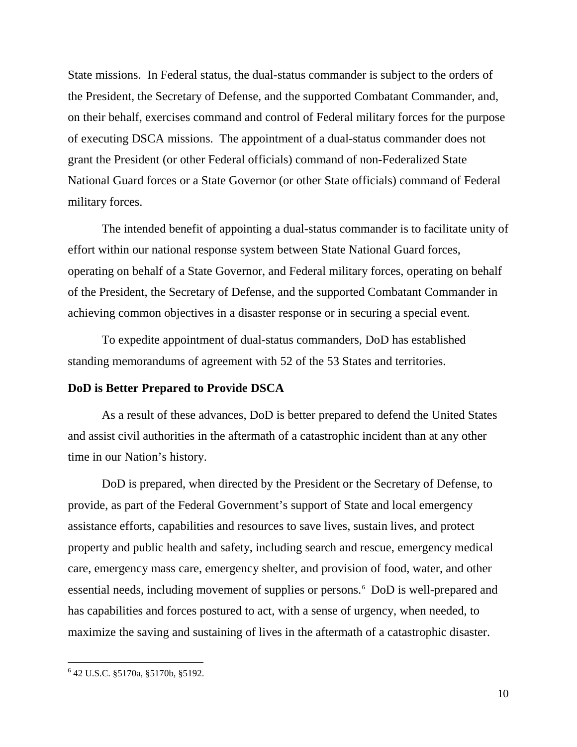State missions. In Federal status, the dual-status commander is subject to the orders of the President, the Secretary of Defense, and the supported Combatant Commander, and, on their behalf, exercises command and control of Federal military forces for the purpose of executing DSCA missions. The appointment of a dual-status commander does not grant the President (or other Federal officials) command of non-Federalized State National Guard forces or a State Governor (or other State officials) command of Federal military forces.

The intended benefit of appointing a dual-status commander is to facilitate unity of effort within our national response system between State National Guard forces, operating on behalf of a State Governor, and Federal military forces, operating on behalf of the President, the Secretary of Defense, and the supported Combatant Commander in achieving common objectives in a disaster response or in securing a special event.

To expedite appointment of dual-status commanders, DoD has established standing memorandums of agreement with 52 of the 53 States and territories.

**DoD is Better Prepared to Provide DSCA**

As a result of these advances, DoD is better prepared to defend the United States and assist civil authorities in the aftermath of a catastrophic incident than at any other time in our Nation's history.

DoD is prepared, when directed by the President or the Secretary of Defense, to provide, as part of the Federal Government's support of State and local emergency assistance efforts, capabilities and resources to save lives, sustain lives, and protect property and public health and safety, including search and rescue, emergency medical care, emergency mass care, emergency shelter, and provision of food, water, and other essential needs, including movement of supplies or persons.[6] DoD is well-prepared and has capabilities and forces postured to act, with a sense of urgency, when needed, to maximize the saving and sustaining of lives in the aftermath of a catastrophic disaster.

---

[6] 42 U.S.C. §5170a, §5170b, §5192.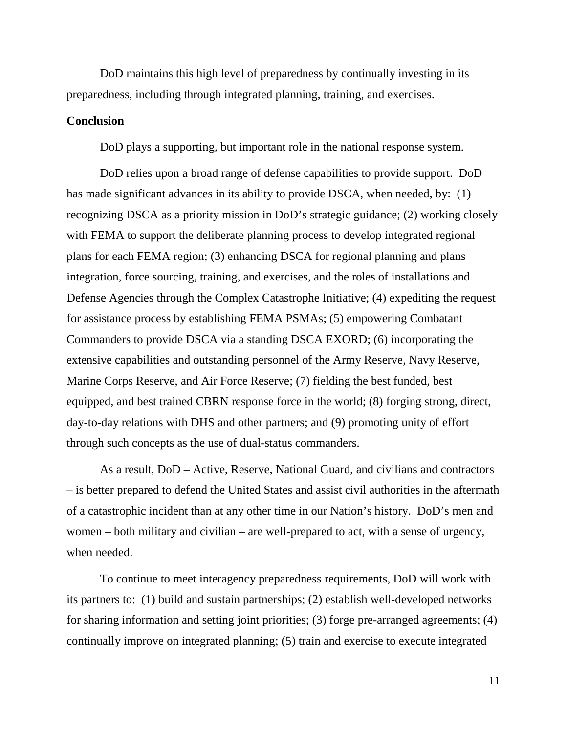DoD maintains this high level of preparedness by continually investing in its preparedness, including through integrated planning, training, and exercises.

**Conclusion**

DoD plays a supporting, but important role in the national response system.

DoD relies upon a broad range of defense capabilities to provide support. DoD has made significant advances in its ability to provide DSCA, when needed, by: (1) recognizing DSCA as a priority mission in DoD's strategic guidance; (2) working closely with FEMA to support the deliberate planning process to develop integrated regional plans for each FEMA region; (3) enhancing DSCA for regional planning and plans integration, force sourcing, training, and exercises, and the roles of installations and Defense Agencies through the Complex Catastrophe Initiative; (4) expediting the request for assistance process by establishing FEMA PSMAs; (5) empowering Combatant Commanders to provide DSCA via a standing DSCA EXORD; (6) incorporating the extensive capabilities and outstanding personnel of the Army Reserve, Navy Reserve, Marine Corps Reserve, and Air Force Reserve; (7) fielding the best funded, best equipped, and best trained CBRN response force in the world; (8) forging strong, direct, day-to-day relations with DHS and other partners; and (9) promoting unity of effort through such concepts as the use of dual-status commanders.

As a result, DoD – Active, Reserve, National Guard, and civilians and contractors – is better prepared to defend the United States and assist civil authorities in the aftermath of a catastrophic incident than at any other time in our Nation's history. DoD's men and women – both military and civilian – are well-prepared to act, with a sense of urgency, when needed.

To continue to meet interagency preparedness requirements, DoD will work with its partners to: (1) build and sustain partnerships; (2) establish well-developed networks for sharing information and setting joint priorities; (3) forge pre-arranged agreements; (4) continually improve on integrated planning; (5) train and exercise to execute integrated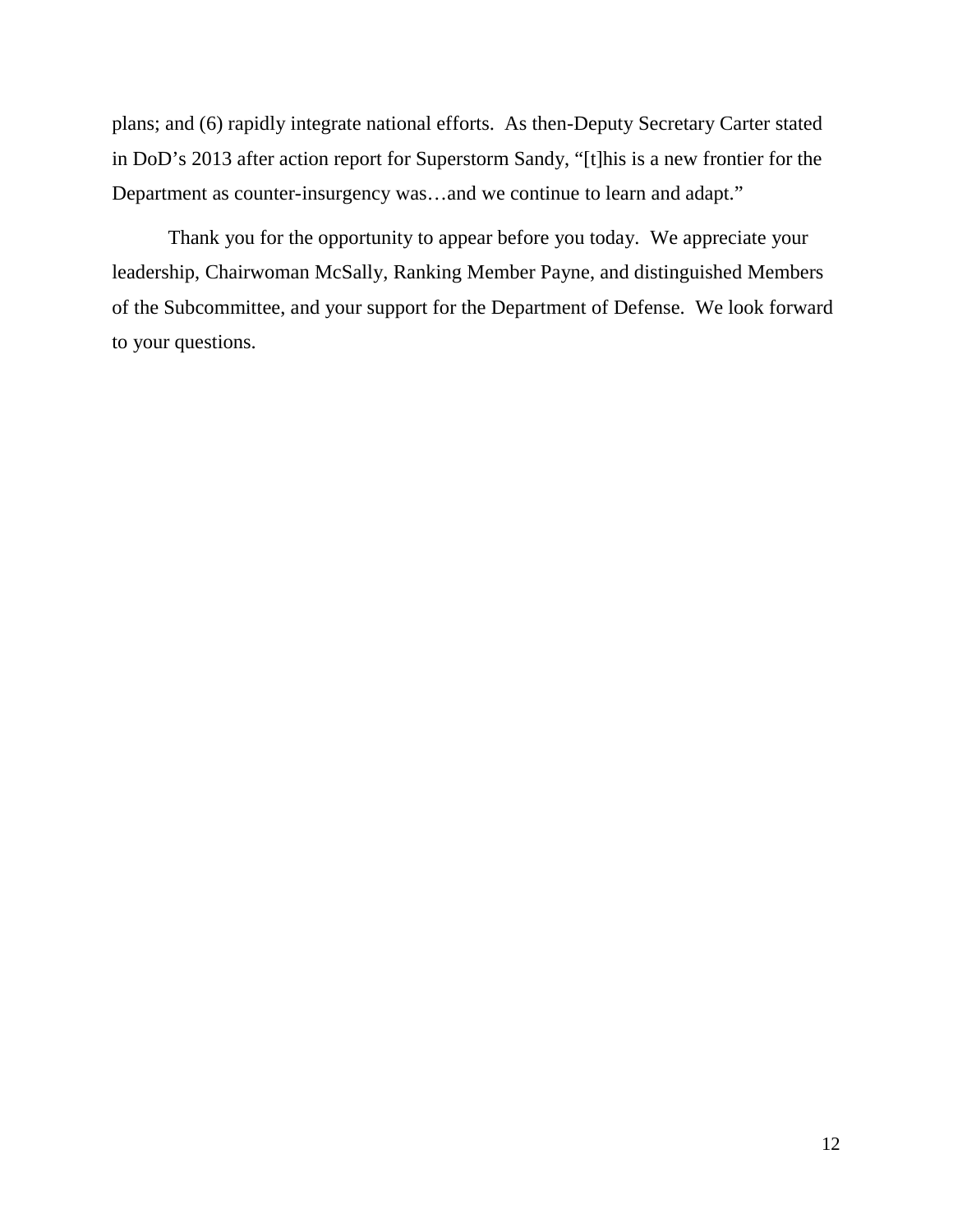plans; and (6) rapidly integrate national efforts. As then-Deputy Secretary Carter stated in DoD's 2013 after action report for Superstorm Sandy, "[t]his is a new frontier for the Department as counter-insurgency was…and we continue to learn and adapt."

Thank you for the opportunity to appear before you today. We appreciate your leadership, Chairwoman McSally, Ranking Member Payne, and distinguished Members of the Subcommittee, and your support for the Department of Defense. We look forward to your questions.